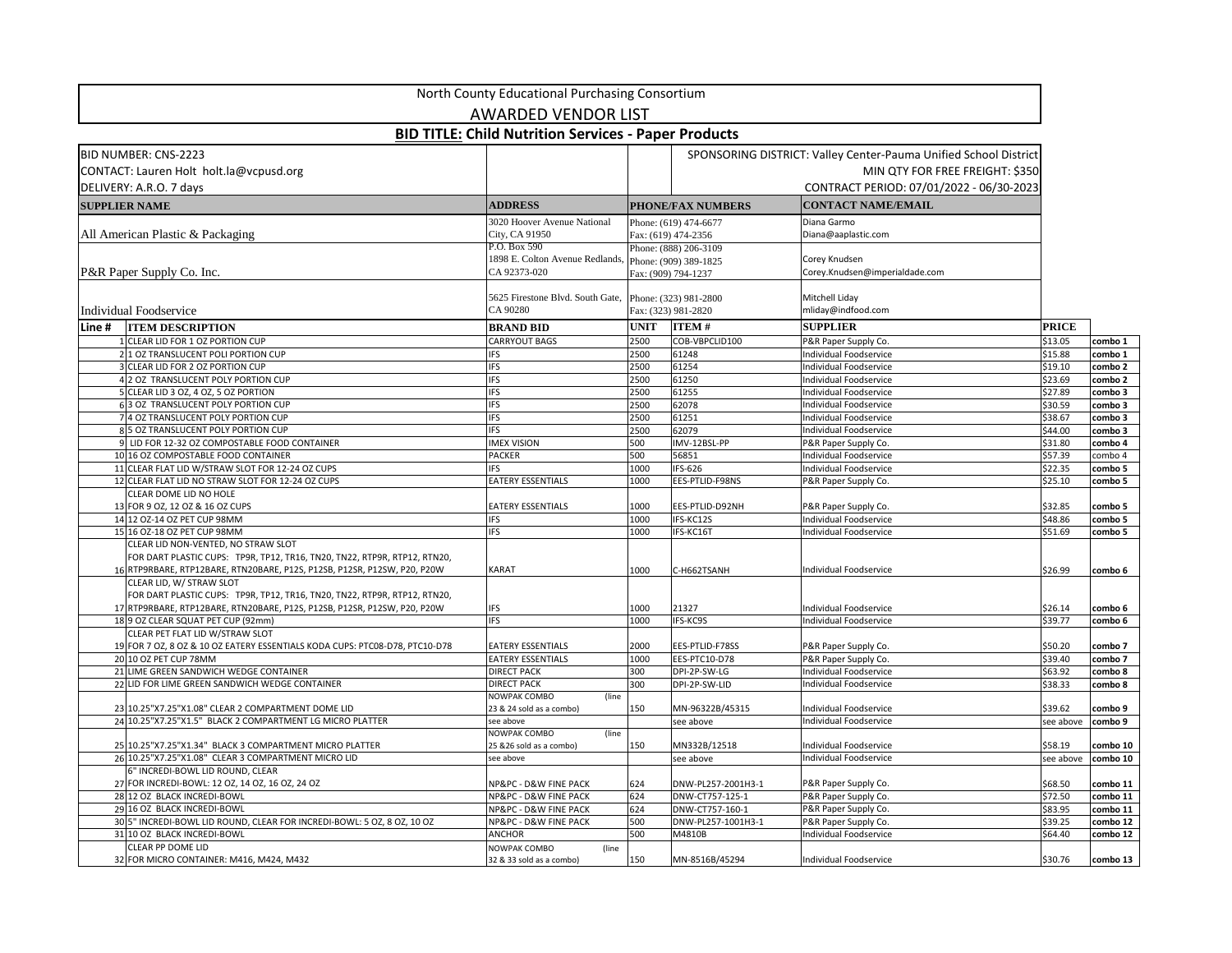# North County Educational Purchasing Consortium

## AWARDED VENDOR LIST

### BID TITLE: Child Nutrition Services - Paper Products

BID NUMBER: CNS-2223
CONTACT: Lauren Holt holt.la@vcpusd.org
DELIVERY: A.R.O. 7 days

SPONSORING DISTRICT: Valley Center-Pauma Unified School District
MIN QTY FOR FREE FREIGHT: $350
CONTRACT PERIOD: 07/01/2022 - 06/30-2023

| SUPPLIER NAME | ADDRESS | PHONE/FAX NUMBERS | CONTACT NAME/EMAIL |
|---|---|---|---|
| All American Plastic & Packaging | 3020 Hoover Avenue National City, CA 91950 | Phone: (619) 474-6677 Fax: (619) 474-2356 | Diana Garmo Diana@aaplastic.com |
| P&R Paper Supply Co. Inc. | P.O. Box 590 1898 E. Colton Avenue Redlands, CA 92373-020 | Phone: (888) 206-3109 Phone: (909) 389-1825 Fax: (909) 794-1237 | Corey Knudsen Corey.Knudsen@imperialdade.com |
| Individual Foodservice | 5625 Firestone Blvd. South Gate, CA 90280 | Phone: (323) 981-2800 Fax: (323) 981-2820 | Mitchell Liday mliday@indfood.com |

| Line # | ITEM DESCRIPTION | BRAND BID | UNIT | ITEM # | SUPPLIER | PRICE | |
|---|---|---|---|---|---|---|---|
| 1 | CLEAR LID FOR 1 OZ PORTION CUP | CARRYOUT BAGS | 2500 | COB-VBPCLID100 | P&R Paper Supply Co. | $13.05 | combo 1 |
| 2 | 1 OZ TRANSLUCENT POLI PORTION CUP | IFS | 2500 | 61248 | Individual Foodservice | $15.88 | combo 1 |
| 3 | CLEAR LID FOR 2 OZ PORTION CUP | IFS | 2500 | 61254 | Individual Foodservice | $19.10 | combo 2 |
| 4 | 2 OZ TRANSLUCENT POLY PORTION CUP | IFS | 2500 | 61250 | Individual Foodservice | $23.69 | combo 2 |
| 5 | CLEAR LID 3 OZ, 4 OZ, 5 OZ PORTION | IFS | 2500 | 61255 | Individual Foodservice | $27.89 | combo 3 |
| 6 | 3 OZ TRANSLUCENT POLY PORTION CUP | IFS | 2500 | 62078 | Individual Foodservice | $30.59 | combo 3 |
| 7 | 4 OZ TRANSLUCENT POLY PORTION CUP | IFS | 2500 | 61251 | Individual Foodservice | $38.67 | combo 3 |
| 8 | 5 OZ TRANSLUCENT POLY PORTION CUP | IFS | 2500 | 62079 | Individual Foodservice | $44.00 | combo 3 |
| 9 | LID FOR 12-32 OZ COMPOSTABLE FOOD CONTAINER | IMEX VISION | 500 | IMV-12BSL-PP | P&R Paper Supply Co. | $31.80 | combo 4 |
| 10 | 16 OZ COMPOSTABLE FOOD CONTAINER | PACKER | 500 | 56851 | Individual Foodservice | $57.39 | combo 4 |
| 11 | CLEAR FLAT LID W/STRAW SLOT FOR 12-24 OZ CUPS | IFS | 1000 | IFS-626 | Individual Foodservice | $22.35 | combo 5 |
| 12 | CLEAR FLAT LID NO STRAW SLOT FOR 12-24 OZ CUPS | EATERY ESSENTIALS | 1000 | EES-PTLID-F98NS | P&R Paper Supply Co. | $25.10 | combo 5 |
| 13 | CLEAR DOME LID NO HOLE FOR 9 OZ, 12 OZ & 16 OZ CUPS | EATERY ESSENTIALS | 1000 | EES-PTLID-D92NH | P&R Paper Supply Co. | $32.85 | combo 5 |
| 14 | 12 OZ-14 OZ PET CUP 98MM | IFS | 1000 | IFS-KC12S | Individual Foodservice | $48.86 | combo 5 |
| 15 | 16 OZ-18 OZ PET CUP 98MM | IFS | 1000 | IFS-KC16T | Individual Foodservice | $51.69 | combo 5 |
| 16 | CLEAR LID NON-VENTED, NO STRAW SLOT FOR DART PLASTIC CUPS: TP9R, TP12, TR16, TN20, TN22, RTP9R, RTP12, RTN20, RTP9RBARE, RTP12BARE, RTN20BARE, P12S, P12SB, P12SR, P12SW, P20, P20W | KARAT | 1000 | C-H662TSANH | Individual Foodservice | $26.99 | combo 6 |
| 17 | CLEAR LID, W/ STRAW SLOT FOR DART PLASTIC CUPS: TP9R, TP12, TR16, TN20, TN22, RTP9R, RTP12, RTN20, RTP9RBARE, RTP12BARE, RTN20BARE, P12S, P12SB, P12SR, P12SW, P20, P20W | IFS | 1000 | 21327 | Individual Foodservice | $26.14 | combo 6 |
| 18 | 9 OZ CLEAR SQUAT PET CUP (92mm) | IFS | 1000 | IFS-KC9S | Individual Foodservice | $39.77 | combo 6 |
| 19 | CLEAR PET FLAT LID W/STRAW SLOT FOR 7 OZ, 8 OZ & 10 OZ EATERY ESSENTIALS KODA CUPS: PTC08-D78, PTC10-D78 | EATERY ESSENTIALS | 2000 | EES-PTLID-F78SS | P&R Paper Supply Co. | $50.20 | combo 7 |
| 20 | 10 OZ PET CUP 78MM | EATERY ESSENTIALS | 1000 | EES-PTC10-D78 | P&R Paper Supply Co. | $39.40 | combo 7 |
| 21 | LIME GREEN SANDWICH WEDGE CONTAINER | DIRECT PACK | 300 | DPI-2P-SW-LG | Individual Foodservice | $63.92 | combo 8 |
| 22 | LID FOR LIME GREEN SANDWICH WEDGE CONTAINER | DIRECT PACK | 300 | DPI-2P-SW-LID | Individual Foodservice | $38.33 | combo 8 |
| 23 | 10.25"X7.25"X1.08" CLEAR 2 COMPARTMENT DOME LID | NOWPAK COMBO (line 23 & 24 sold as a combo) | 150 | MN-96322B/45315 | Individual Foodservice | $39.62 | combo 9 |
| 24 | 10.25"X7.25"X1.5" BLACK 2 COMPARTMENT LG MICRO PLATTER | see above | | see above | Individual Foodservice | see above | combo 9 |
| 25 | 10.25"X7.25"X1.34" BLACK 3 COMPARTMENT MICRO PLATTER | NOWPAK COMBO (line 25 &26 sold as a combo) | 150 | MN332B/12518 | Individual Foodservice | $58.19 | combo 10 |
| 26 | 10.25"X7.25"X1.08" CLEAR 3 COMPARTMENT MICRO LID | see above | | see above | Individual Foodservice | see above | combo 10 |
| 27 | 6" INCREDI-BOWL LID ROUND, CLEAR FOR INCREDI-BOWL: 12 OZ, 14 OZ, 16 OZ, 24 OZ | NP&PC - D&W FINE PACK | 624 | DNW-PL257-2001H3-1 | P&R Paper Supply Co. | $68.50 | combo 11 |
| 28 | 12 OZ BLACK INCREDI-BOWL | NP&PC - D&W FINE PACK | 624 | DNW-CT757-125-1 | P&R Paper Supply Co. | $72.50 | combo 11 |
| 29 | 16 OZ BLACK INCREDI-BOWL | NP&PC - D&W FINE PACK | 624 | DNW-CT757-160-1 | P&R Paper Supply Co. | $83.95 | combo 11 |
| 30 | 5" INCREDI-BOWL LID ROUND, CLEAR FOR INCREDI-BOWL: 5 OZ, 8 OZ, 10 OZ | NP&PC - D&W FINE PACK | 500 | DNW-PL257-1001H3-1 | P&R Paper Supply Co. | $39.25 | combo 12 |
| 31 | 10 OZ BLACK INCREDI-BOWL | ANCHOR | 500 | M4810B | Individual Foodservice | $64.40 | combo 12 |
| 32 | CLEAR PP DOME LID FOR MICRO CONTAINER: M416, M424, M432 | NOWPAK COMBO (line 32 & 33 sold as a combo) | 150 | MN-8516B/45294 | Individual Foodservice | $30.76 | combo 13 |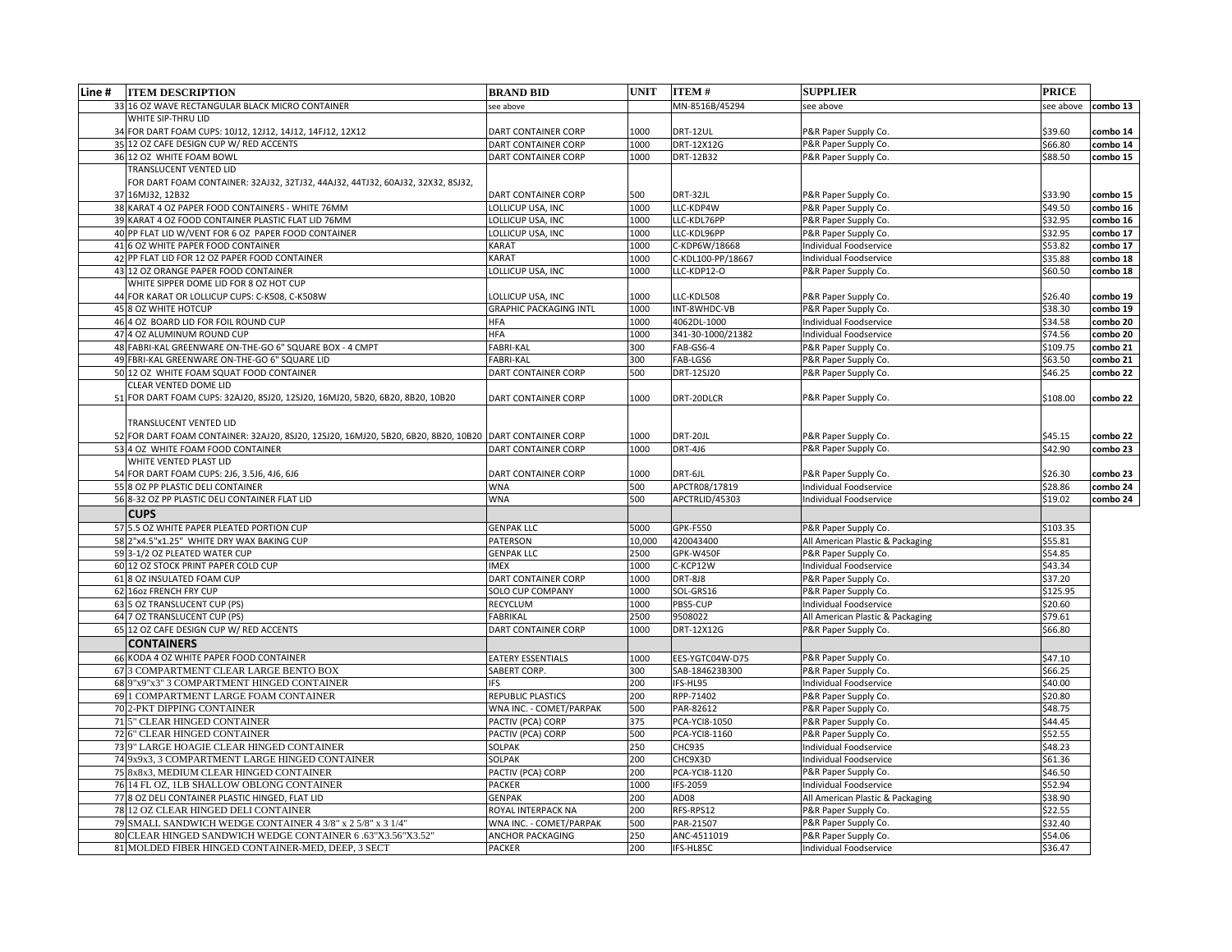| Line # | ITEM DESCRIPTION | BRAND BID | UNIT | ITEM # | SUPPLIER | PRICE | |
|---|---|---|---|---|---|---|---|
| 33 | 16 OZ WAVE RECTANGULAR BLACK MICRO CONTAINER | see above | | MN-8516B/45294 | see above | see above | combo 13 |
| 34 | WHITE SIP-THRU LID FOR DART FOAM CUPS: 10J12, 12J12, 14J12, 14FJ12, 12X12 | DART CONTAINER CORP | 1000 | DRT-12UL | P&R Paper Supply Co. | $39.60 | combo 14 |
| 35 | 12 OZ CAFE DESIGN CUP W/ RED ACCENTS | DART CONTAINER CORP | 1000 | DRT-12X12G | P&R Paper Supply Co. | $66.80 | combo 14 |
| 36 | 12 OZ WHITE FOAM BOWL | DART CONTAINER CORP | 1000 | DRT-12B32 | P&R Paper Supply Co. | $88.50 | combo 15 |
| 37 | TRANSLUCENT VENTED LID FOR DART FOAM CONTAINER: 32AJ32, 32TJ32, 44AJ32, 44TJ32, 60AJ32, 32X32, 8SJ32, 16MJ32, 12B32 | DART CONTAINER CORP | 500 | DRT-32JL | P&R Paper Supply Co. | $33.90 | combo 15 |
| 38 | KARAT 4 OZ PAPER FOOD CONTAINERS - WHITE 76MM | LOLLICUP USA, INC | 1000 | LLC-KDP4W | P&R Paper Supply Co. | $49.50 | combo 16 |
| 39 | KARAT 4 OZ FOOD CONTAINER PLASTIC FLAT LID 76MM | LOLLICUP USA, INC | 1000 | LLC-KDL76PP | P&R Paper Supply Co. | $32.95 | combo 16 |
| 40 | PP FLAT LID W/VENT FOR 6 OZ PAPER FOOD CONTAINER | LOLLICUP USA, INC | 1000 | LLC-KDL96PP | P&R Paper Supply Co. | $32.95 | combo 17 |
| 41 | 6 OZ WHITE PAPER FOOD CONTAINER | KARAT | 1000 | C-KDP6W/18668 | Individual Foodservice | $53.82 | combo 17 |
| 42 | PP FLAT LID FOR 12 OZ PAPER FOOD CONTAINER | KARAT | 1000 | C-KDL100-PP/18667 | Individual Foodservice | $35.88 | combo 18 |
| 43 | 12 OZ ORANGE PAPER FOOD CONTAINER | LOLLICUP USA, INC | 1000 | LLC-KDP12-O | P&R Paper Supply Co. | $60.50 | combo 18 |
| 44 | WHITE SIPPER DOME LID FOR 8 OZ HOT CUP FOR KARAT OR LOLLICUP CUPS: C-K508, C-K508W | LOLLICUP USA, INC | 1000 | LLC-KDL508 | P&R Paper Supply Co. | $26.40 | combo 19 |
| 45 | 8 OZ WHITE HOTCUP | GRAPHIC PACKAGING INTL | 1000 | INT-8WHDC-VB | P&R Paper Supply Co. | $38.30 | combo 19 |
| 46 | 4 OZ BOARD LID FOR FOIL ROUND CUP | HFA | 1000 | 4062DL-1000 | Individual Foodservice | $34.58 | combo 20 |
| 47 | 4 OZ ALUMINUM ROUND CUP | HFA | 1000 | 341-30-1000/21382 | Individual Foodservice | $74.56 | combo 20 |
| 48 | FABRI-KAL GREENWARE ON-THE-GO 6" SQUARE BOX - 4 CMPT | FABRI-KAL | 300 | FAB-GS6-4 | P&R Paper Supply Co. | $109.75 | combo 21 |
| 49 | FBRI-KAL GREENWARE ON-THE-GO 6" SQUARE LID | FABRI-KAL | 300 | FAB-LGS6 | P&R Paper Supply Co. | $63.50 | combo 21 |
| 50 | 12 OZ WHITE FOAM SQUAT FOOD CONTAINER | DART CONTAINER CORP | 500 | DRT-12SJ20 | P&R Paper Supply Co. | $46.25 | combo 22 |
| 51 | CLEAR VENTED DOME LID FOR DART FOAM CUPS: 32AJ20, 8SJ20, 12SJ20, 16MJ20, 5B20, 6B20, 8B20, 10B20 | DART CONTAINER CORP | 1000 | DRT-20DLCR | P&R Paper Supply Co. | $108.00 | combo 22 |
| 52 | TRANSLUCENT VENTED LID FOR DART FOAM CONTAINER: 32AJ20, 8SJ20, 12SJ20, 16MJ20, 5B20, 6B20, 8B20, 10B20 | DART CONTAINER CORP | 1000 | DRT-20JL | P&R Paper Supply Co. | $45.15 | combo 22 |
| 53 | 4 OZ WHITE FOAM FOOD CONTAINER | DART CONTAINER CORP | 1000 | DRT-4J6 | P&R Paper Supply Co. | $42.90 | combo 23 |
| 54 | WHITE VENTED PLAST LID FOR DART FOAM CUPS: 2J6, 3.5J6, 4J6, 6J6 | DART CONTAINER CORP | 1000 | DRT-6JL | P&R Paper Supply Co. | $26.30 | combo 23 |
| 55 | 8 OZ PP PLASTIC DELI CONTAINER | WNA | 500 | APCTR08/17819 | Individual Foodservice | $28.86 | combo 24 |
| 56 | 8-32 OZ PP PLASTIC DELI CONTAINER FLAT LID | WNA | 500 | APCTRLID/45303 | Individual Foodservice | $19.02 | combo 24 |
| | **CUPS** | | | | | | |
| 57 | 5.5 OZ WHITE PAPER PLEATED PORTION CUP | GENPAK LLC | 5000 | GPK-F550 | P&R Paper Supply Co. | $103.35 | |
| 58 | 2"x4.5"x1.25" WHITE DRY WAX BAKING CUP | PATERSON | 10,000 | 420043400 | All American Plastic & Packaging | $55.81 | |
| 59 | 3-1/2 OZ PLEATED WATER CUP | GENPAK LLC | 2500 | GPK-W450F | P&R Paper Supply Co. | $54.85 | |
| 60 | 12 OZ STOCK PRINT PAPER COLD CUP | IMEX | 1000 | C-KCP12W | Individual Foodservice | $43.34 | |
| 61 | 8 OZ INSULATED FOAM CUP | DART CONTAINER CORP | 1000 | DRT-8J8 | P&R Paper Supply Co. | $37.20 | |
| 62 | 16oz FRENCH FRY CUP | SOLO CUP COMPANY | 1000 | SOL-GRS16 | P&R Paper Supply Co. | $125.95 | |
| 63 | 5 OZ TRANSLUCENT CUP (PS) | RECYCLUM | 1000 | PBS5-CUP | Individual Foodservice | $20.60 | |
| 64 | 7 OZ TRANSLUCENT CUP (PS) | FABRIKAL | 2500 | 9508022 | All American Plastic & Packaging | $79.61 | |
| 65 | 12 OZ CAFE DESIGN CUP W/ RED ACCENTS | DART CONTAINER CORP | 1000 | DRT-12X12G | P&R Paper Supply Co. | $66.80 | |
| | **CONTAINERS** | | | | | | |
| 66 | KODA 4 OZ WHITE PAPER FOOD CONTAINER | EATERY ESSENTIALS | 1000 | EES-YGTC04W-D75 | P&R Paper Supply Co. | $47.10 | |
| 67 | 3 COMPARTMENT CLEAR LARGE BENTO BOX | SABERT CORP. | 300 | SAB-1846238300 | P&R Paper Supply Co. | $66.25 | |
| 68 | 9"x9"x3" 3 COMPARTMENT HINGED CONTAINER | IFS | 200 | IFS-HL95 | Individual Foodservice | $40.00 | |
| 69 | 1 COMPARTMENT LARGE FOAM CONTAINER | REPUBLIC PLASTICS | 200 | RPP-71402 | P&R Paper Supply Co. | $20.80 | |
| 70 | 2-PKT DIPPING CONTAINER | WNA INC. - COMET/PARPAK | 500 | PAR-82612 | P&R Paper Supply Co. | $48.75 | |
| 71 | 5" CLEAR HINGED CONTAINER | PACTIV (PCA) CORP | 375 | PCA-YCI8-1050 | P&R Paper Supply Co. | $44.45 | |
| 72 | 6" CLEAR HINGED CONTAINER | PACTIV (PCA) CORP | 500 | PCA-YCI8-1160 | P&R Paper Supply Co. | $52.55 | |
| 73 | 9" LARGE HOAGIE CLEAR HINGED CONTAINER | SOLPAK | 250 | CHC935 | Individual Foodservice | $48.23 | |
| 74 | 9x9x3, 3 COMPARTMENT LARGE HINGED CONTAINER | SOLPAK | 200 | CHC9X3D | Individual Foodservice | $61.36 | |
| 75 | 8x8x3, MEDIUM CLEAR HINGED CONTAINER | PACTIV (PCA) CORP | 200 | PCA-YCI8-1120 | P&R Paper Supply Co. | $46.50 | |
| 76 | 14 FL OZ, 1LB SHALLOW OBLONG CONTAINER | PACKER | 1000 | IFS-2059 | Individual Foodservice | $52.94 | |
| 77 | 8 OZ DELI CONTAINER PLASTIC HINGED, FLAT LID | GENPAK | 200 | AD08 | All American Plastic & Packaging | $38.90 | |
| 78 | 12 OZ CLEAR HINGED DELI CONTAINER | ROYAL INTERPACK NA | 200 | RFS-RPS12 | P&R Paper Supply Co. | $22.55 | |
| 79 | SMALL SANDWICH WEDGE CONTAINER 4 3/8" x 2 5/8" x 3 1/4" | WNA INC. - COMET/PARPAK | 500 | PAR-21507 | P&R Paper Supply Co. | $32.40 | |
| 80 | CLEAR HINGED SANDWICH WEDGE CONTAINER 6 .63"X3.56"X3.52" | ANCHOR PACKAGING | 250 | ANC-4511019 | P&R Paper Supply Co. | $54.06 | |
| 81 | MOLDED FIBER HINGED CONTAINER-MED, DEEP, 3 SECT | PACKER | 200 | IFS-HL85C | Individual Foodservice | $36.47 | |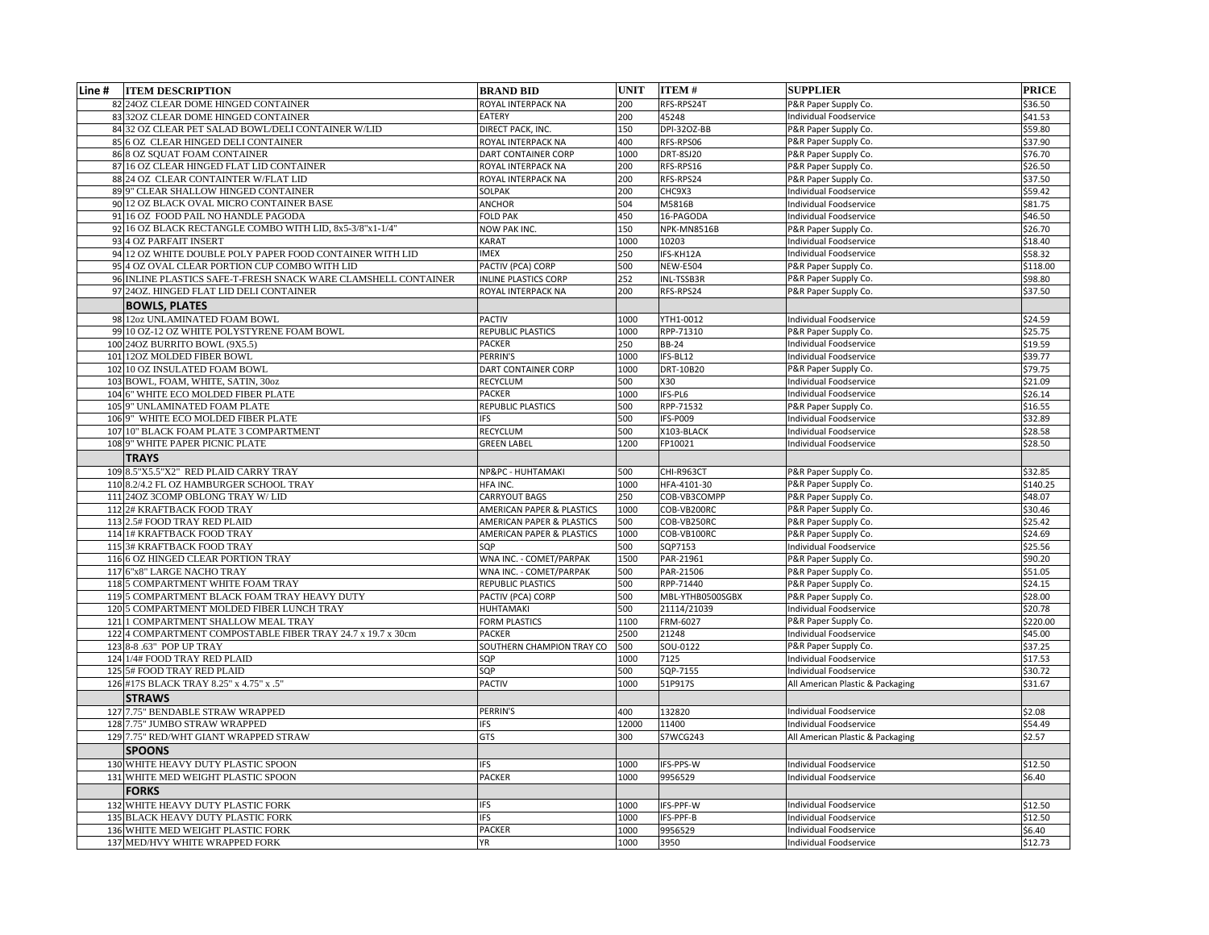| Line # | ITEM DESCRIPTION | BRAND BID | UNIT | ITEM # | SUPPLIER | PRICE |
|---|---|---|---|---|---|---|
| 82 | 24OZ CLEAR DOME HINGED CONTAINER | ROYAL INTERPACK NA | 200 | RFS-RPS24T | P&R Paper Supply Co. | $36.50 |
| 83 | 32OZ CLEAR DOME HINGED CONTAINER | EATERY | 200 | 45248 | Individual Foodservice | $41.53 |
| 84 | 32 OZ CLEAR PET SALAD BOWL/DELI CONTAINER W/LID | DIRECT PACK, INC. | 150 | DPI-32OZ-BB | P&R Paper Supply Co. | $59.80 |
| 85 | 6 OZ CLEAR HINGED DELI CONTAINER | ROYAL INTERPACK NA | 400 | RFS-RPS06 | P&R Paper Supply Co. | $37.90 |
| 86 | 8 OZ SQUAT FOAM CONTAINER | DART CONTAINER CORP | 1000 | DRT-8SJ20 | P&R Paper Supply Co. | $76.70 |
| 87 | 16 OZ CLEAR HINGED FLAT LID CONTAINER | ROYAL INTERPACK NA | 200 | RFS-RPS16 | P&R Paper Supply Co. | $26.50 |
| 88 | 24 OZ CLEAR CONTAINTER W/FLAT LID | ROYAL INTERPACK NA | 200 | RFS-RPS24 | P&R Paper Supply Co. | $37.50 |
| 89 | 9" CLEAR SHALLOW HINGED CONTAINER | SOLPAK | 200 | CHC9X3 | Individual Foodservice | $59.42 |
| 90 | 12 OZ BLACK OVAL MICRO CONTAINER BASE | ANCHOR | 504 | M5816B | Individual Foodservice | $81.75 |
| 91 | 16 OZ FOOD PAIL NO HANDLE PAGODA | FOLD PAK | 450 | 16-PAGODA | Individual Foodservice | $46.50 |
| 92 | 16 OZ BLACK RECTANGLE COMBO WITH LID, 8x5-3/8"x1-1/4" | NOW PAK INC. | 150 | NPK-MN8516B | P&R Paper Supply Co. | $26.70 |
| 93 | 4 OZ PARFAIT INSERT | KARAT | 1000 | 10203 | Individual Foodservice | $18.40 |
| 94 | 12 OZ WHITE DOUBLE POLY PAPER FOOD CONTAINER WITH LID | IMEX | 250 | IFS-KH12A | Individual Foodservice | $58.32 |
| 95 | 4 OZ OVAL CLEAR PORTION CUP COMBO WITH LID | PACTIV (PCA) CORP | 500 | NEW-E504 | P&R Paper Supply Co. | $118.00 |
| 96 | INLINE PLASTICS SAFE-T-FRESH SNACK WARE CLAMSHELL CONTAINER | INLINE PLASTICS CORP | 252 | INL-TSSB3R | P&R Paper Supply Co. | $98.80 |
| 97 | 24OZ. HINGED FLAT LID DELI CONTAINER | ROYAL INTERPACK NA | 200 | RFS-RPS24 | P&R Paper Supply Co. | $37.50 |
| | **BOWLS, PLATES** | | | | | |
| 98 | 12oz UNLAMINATED FOAM BOWL | PACTIV | 1000 | YTH1-0012 | Individual Foodservice | $24.59 |
| 99 | 10 OZ-12 OZ WHITE POLYSTYRENE FOAM BOWL | REPUBLIC PLASTICS | 1000 | RPP-71310 | P&R Paper Supply Co. | $25.75 |
| 100 | 24OZ BURRITO BOWL (9X5.5) | PACKER | 250 | BB-24 | Individual Foodservice | $19.59 |
| 101 | 12OZ MOLDED FIBER BOWL | PERRIN'S | 1000 | IFS-BL12 | Individual Foodservice | $39.77 |
| 102 | 10 OZ INSULATED FOAM BOWL | DART CONTAINER CORP | 1000 | DRT-10B20 | P&R Paper Supply Co. | $79.75 |
| 103 | BOWL, FOAM, WHITE, SATIN, 30oz | RECYCLUM | 500 | X30 | Individual Foodservice | $21.09 |
| 104 | 6" WHITE ECO MOLDED FIBER PLATE | PACKER | 1000 | IFS-PL6 | Individual Foodservice | $26.14 |
| 105 | 9" UNLAMINATED FOAM PLATE | REPUBLIC PLASTICS | 500 | RPP-71532 | P&R Paper Supply Co. | $16.55 |
| 106 | 9" WHITE ECO MOLDED FIBER PLATE | IFS | 500 | IFS-P009 | Individual Foodservice | $32.89 |
| 107 | 10" BLACK FOAM PLATE 3 COMPARTMENT | RECYCLUM | 500 | X103-BLACK | Individual Foodservice | $28.58 |
| 108 | 9" WHITE PAPER PICNIC PLATE | GREEN LABEL | 1200 | FP10021 | Individual Foodservice | $28.50 |
| | **TRAYS** | | | | | |
| 109 | 8.5"X5.5"X2" RED PLAID CARRY TRAY | NP&PC - HUHTAMAKI | 500 | CHI-R963CT | P&R Paper Supply Co. | $32.85 |
| 110 | 8.2/4.2 FL OZ HAMBURGER SCHOOL TRAY | HFA INC. | 1000 | HFA-4101-30 | P&R Paper Supply Co. | $140.25 |
| 111 | 24OZ 3COMP OBLONG TRAY W/ LID | CARRYOUT BAGS | 250 | COB-VB3COMPP | P&R Paper Supply Co. | $48.07 |
| 112 | 2# KRAFTBACK FOOD TRAY | AMERICAN PAPER & PLASTICS | 1000 | COB-VB200RC | P&R Paper Supply Co. | $30.46 |
| 113 | 2.5# FOOD TRAY RED PLAID | AMERICAN PAPER & PLASTICS | 500 | COB-VB250RC | P&R Paper Supply Co. | $25.42 |
| 114 | 1# KRAFTBACK FOOD TRAY | AMERICAN PAPER & PLASTICS | 1000 | COB-VB100RC | P&R Paper Supply Co. | $24.69 |
| 115 | 3# KRAFTBACK FOOD TRAY | SQP | 500 | SQP7153 | Individual Foodservice | $25.56 |
| 116 | 6 OZ HINGED CLEAR PORTION TRAY | WNA INC. - COMET/PARPAK | 1500 | PAR-21961 | P&R Paper Supply Co. | $90.20 |
| 117 | 6"x8" LARGE NACHO TRAY | WNA INC. - COMET/PARPAK | 500 | PAR-21506 | P&R Paper Supply Co. | $51.05 |
| 118 | 5 COMPARTMENT WHITE FOAM TRAY | REPUBLIC PLASTICS | 500 | RPP-71440 | P&R Paper Supply Co. | $24.15 |
| 119 | 5 COMPARTMENT BLACK FOAM TRAY HEAVY DUTY | PACTIV (PCA) CORP | 500 | MBL-YTHB0500SGBX | P&R Paper Supply Co. | $28.00 |
| 120 | 5 COMPARTMENT MOLDED FIBER LUNCH TRAY | HUHTAMAKI | 500 | 21114/21039 | Individual Foodservice | $20.78 |
| 121 | 1 COMPARTMENT SHALLOW MEAL TRAY | FORM PLASTICS | 1100 | FRM-6027 | P&R Paper Supply Co. | $220.00 |
| 122 | 4 COMPARTMENT COMPOSTABLE FIBER TRAY 24.7 x 19.7 x 30cm | PACKER | 2500 | 21248 | Individual Foodservice | $45.00 |
| 123 | 8-8 .63" POP UP TRAY | SOUTHERN CHAMPION TRAY CO | 500 | SOU-0122 | P&R Paper Supply Co. | $37.25 |
| 124 | 1/4# FOOD TRAY RED PLAID | SQP | 1000 | 7125 | Individual Foodservice | $17.53 |
| 125 | 5# FOOD TRAY RED PLAID | SQP | 500 | SQP-7155 | Individual Foodservice | $30.72 |
| 126 | #17S BLACK TRAY 8.25" x 4.75" x .5" | PACTIV | 1000 | 51P917S | All American Plastic & Packaging | $31.67 |
| | **STRAWS** | | | | | |
| 127 | 7.75" BENDABLE STRAW WRAPPED | PERRIN'S | 400 | 132820 | Individual Foodservice | $2.08 |
| 128 | 7.75" JUMBO STRAW WRAPPED | IFS | 12000 | 11400 | Individual Foodservice | $54.49 |
| 129 | 7.75" RED/WHT GIANT WRAPPED STRAW | GTS | 300 | S7WCG243 | All American Plastic & Packaging | $2.57 |
| | **SPOONS** | | | | | |
| 130 | WHITE HEAVY DUTY PLASTIC SPOON | IFS | 1000 | IFS-PPS-W | Individual Foodservice | $12.50 |
| 131 | WHITE MED WEIGHT PLASTIC SPOON | PACKER | 1000 | 9956529 | Individual Foodservice | $6.40 |
| | **FORKS** | | | | | |
| 132 | WHITE HEAVY DUTY PLASTIC FORK | IFS | 1000 | IFS-PPF-W | Individual Foodservice | $12.50 |
| 135 | BLACK HEAVY DUTY PLASTIC FORK | IFS | 1000 | IFS-PPF-B | Individual Foodservice | $12.50 |
| 136 | WHITE MED WEIGHT PLASTIC FORK | PACKER | 1000 | 9956529 | Individual Foodservice | $6.40 |
| 137 | MED/HVY WHITE WRAPPED FORK | YR | 1000 | 3950 | Individual Foodservice | $12.73 |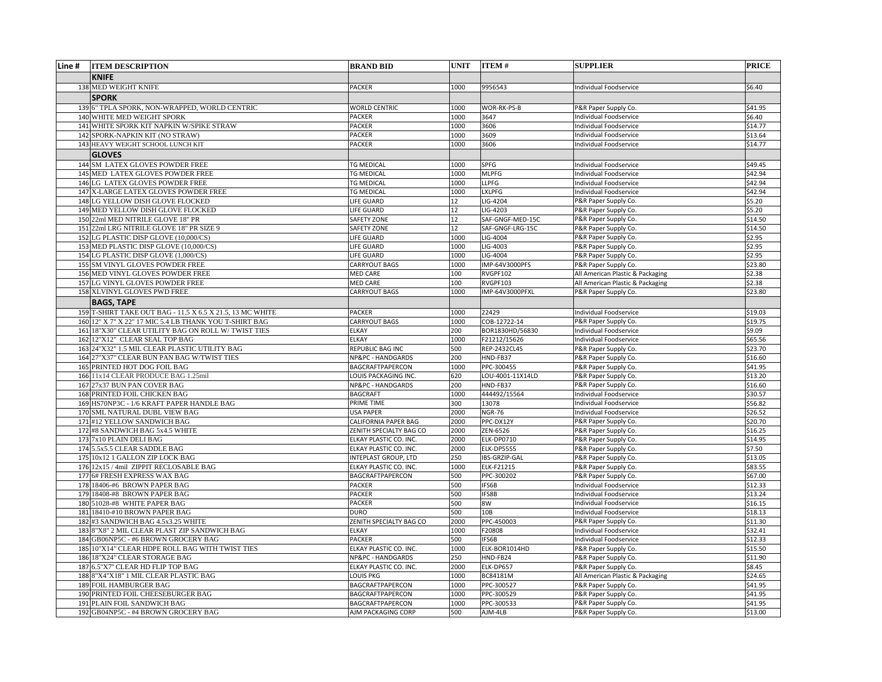| Line # | ITEM DESCRIPTION | BRAND BID | UNIT | ITEM # | SUPPLIER | PRICE |
|---|---|---|---|---|---|---|
| | **KNIFE** | | | | | |
| 138 | MED WEIGHT KNIFE | PACKER | 1000 | 9956543 | Individual Foodservice | $6.40 |
| | **SPORK** | | | | | |
| 139 | 6" TPLA SPORK, NON-WRAPPED, WORLD CENTRIC | WORLD CENTRIC | 1000 | WOR-RK-PS-B | P&R Paper Supply Co. | $41.95 |
| 140 | WHITE MED WEIGHT SPORK | PACKER | 1000 | 3647 | Individual Foodservice | $6.40 |
| 141 | WHITE SPORK KIT NAPKIN W/SPIKE STRAW | PACKER | 1000 | 3606 | Individual Foodservice | $14.77 |
| 142 | SPORK-NAPKIN KIT (NO STRAW) | PACKER | 1000 | 3609 | Individual Foodservice | $13.64 |
| 143 | HEAVY WEIGHT SCHOOL LUNCH KIT | PACKER | 1000 | 3606 | Individual Foodservice | $14.77 |
| | **GLOVES** | | | | | |
| 144 | SM LATEX GLOVES POWDER FREE | TG MEDICAL | 1000 | SPFG | Individual Foodservice | $49.45 |
| 145 | MED LATEX GLOVES POWDER FREE | TG MEDICAL | 1000 | MLPFG | Individual Foodservice | $42.94 |
| 146 | LG LATEX GLOVES POWDER FREE | TG MEDICAL | 1000 | LLPFG | Individual Foodservice | $42.94 |
| 147 | X-LARGE LATEX GLOVES POWDER FREE | TG MEDICAL | 1000 | LXLPFG | Individual Foodservice | $42.94 |
| 148 | LG YELLOW DISH GLOVE FLOCKED | LIFE GUARD | 12 | LIG-4204 | P&R Paper Supply Co. | $5.20 |
| 149 | MED YELLOW DISH GLOVE FLOCKED | LIFE GUARD | 12 | LIG-4203 | P&R Paper Supply Co. | $5.20 |
| 150 | 22ml MED NITRILE GLOVE 18" PR | SAFETY ZONE | 12 | SAF-GNGF-MED-15C | P&R Paper Supply Co. | $14.50 |
| 151 | 22ml LRG NITRILE GLOVE 18" PR SIZE 9 | SAFETY ZONE | 12 | SAF-GNGF-LRG-15C | P&R Paper Supply Co. | $14.50 |
| 152 | LG PLASTIC DISP GLOVE (10,000/CS) | LIFE GUARD | 1000 | LIG-4004 | P&R Paper Supply Co. | $2.95 |
| 153 | MED PLASTIC DISP GLOVE (10,000/CS) | LIFE GUARD | 1000 | LIG-4003 | P&R Paper Supply Co. | $2.95 |
| 154 | LG PLASTIC DISP GLOVE (1,000/CS) | LIFE GUARD | 1000 | LIG-4004 | P&R Paper Supply Co. | $2.95 |
| 155 | SM VINYL GLOVES POWDER FREE | CARRYOUT BAGS | 1000 | IMP-64V3000PFS | P&R Paper Supply Co. | $23.80 |
| 156 | MED VINYL GLOVES POWDER FREE | MED CARE | 100 | RVGPF102 | All American Plastic & Packaging | $2.38 |
| 157 | LG VINYL GLOVES POWDER FREE | MED CARE | 100 | RVGPF103 | All American Plastic & Packaging | $2.38 |
| 158 | XLVINYL GLOVES PWD FREE | CARRYOUT BAGS | 1000 | IMP-64V3000PFXL | P&R Paper Supply Co. | $23.80 |
| | **BAGS, TAPE** | | | | | |
| 159 | T-SHIRT TAKE OUT BAG - 11.5 X 6.5 X 21.5, 13 MC WHITE | PACKER | 1000 | 22429 | Individual Foodservice | $19.03 |
| 160 | 12" X 7" X 22" 17 MIC 5.4 LB THANK YOU T-SHIRT BAG | CARRYOUT BAGS | 1000 | COB-12722-14 | P&R Paper Supply Co. | $19.75 |
| 161 | 18"X30" CLEAR UTILITY BAG ON ROLL W/ TWIST TIES | ELKAY | 200 | BOR1830HD/56830 | Individual Foodservice | $9.09 |
| 162 | 12"X12" CLEAR SEAL TOP BAG | ELKAY | 1000 | F21212/15626 | Individual Foodservice | $65.56 |
| 163 | 24"X32" 1.5 MIL CLEAR PLASTIC UTILITY BAG | REPUBLIC BAG INC | 500 | REP-2432CL45 | P&R Paper Supply Co. | $23.70 |
| 164 | 27"X37" CLEAR BUN PAN BAG W/TWIST TIES | NP&PC - HANDGARDS | 200 | HND-FB37 | P&R Paper Supply Co. | $16.60 |
| 165 | PRINTED HOT DOG FOIL BAG | BAGCRAFTPAPERCON | 1000 | PPC-300455 | P&R Paper Supply Co. | $41.95 |
| 166 | 11x14 CLEAR PRODUCE BAG 1.25mil | LOUIS PACKAGING INC. | 620 | LOU-4001-11X14LD | P&R Paper Supply Co. | $13.20 |
| 167 | 27x37 BUN PAN COVER BAG | NP&PC - HANDGARDS | 200 | HND-FB37 | P&R Paper Supply Co. | $16.60 |
| 168 | PRINTED FOIL CHICKEN BAG | BAGCRAFT | 1000 | 444492/15564 | Individual Foodservice | $30.57 |
| 169 | HS70NP3C - 1/6 KRAFT PAPER HANDLE BAG | PRIME TIME | 300 | 13078 | Individual Foodservice | $56.82 |
| 170 | SML NATURAL DUBL VIEW BAG | USA PAPER | 2000 | NGR-76 | Individual Foodservice | $26.52 |
| 171 | #12 YELLOW SANDWICH BAG | CALIFORNIA PAPER BAG | 2000 | PPC-DX12Y | P&R Paper Supply Co. | $20.70 |
| 172 | #8 SANDWICH BAG 5x4.5 WHITE | ZENITH SPECIALTY BAG CO | 2000 | ZEN-6526 | P&R Paper Supply Co. | $16.25 |
| 173 | 7x10 PLAIN DELI BAG | ELKAY PLASTIC CO. INC. | 2000 | ELK-DP0710 | P&R Paper Supply Co. | $14.95 |
| 174 | 5.5x5.5 CLEAR SADDLE BAG | ELKAY PLASTIC CO. INC. | 2000 | ELK-DP5555 | P&R Paper Supply Co. | $7.50 |
| 175 | 10x12 1 GALLON ZIP LOCK BAG | INTEPLAST GROUP, LTD | 250 | IBS-GRZIP-GAL | P&R Paper Supply Co. | $13.05 |
| 176 | 12x15 / 4mil ZIPPIT RECLOSABLE BAG | ELKAY PLASTIC CO. INC. | 1000 | ELK-F21215 | P&R Paper Supply Co. | $83.55 |
| 177 | 6# FRESH EXPRESS WAX BAG | BAGCRAFTPAPERCON | 500 | PPC-300202 | P&R Paper Supply Co. | $67.00 |
| 178 | 18406-#6 BROWN PAPER BAG | PACKER | 500 | IFS6B | Individual Foodservice | $12.33 |
| 179 | 18408-#8 BROWN PAPER BAG | PACKER | 500 | IFS8B | Individual Foodservice | $13.24 |
| 180 | 51028-#8 WHITE PAPER BAG | PACKER | 500 | 8W | Individual Foodservice | $16.15 |
| 181 | 18410-#10 BROWN PAPER BAG | DURO | 500 | 10B | Individual Foodservice | $18.13 |
| 182 | #3 SANDWICH BAG 4.5x3.25 WHITE | ZENITH SPECIALTY BAG CO | 2000 | PPC-450003 | P&R Paper Supply Co. | $11.30 |
| 183 | 8"X8" 2 MIL CLEAR PLAST ZIP SANDWICH BAG | ELKAY | 1000 | F20808 | Individual Foodservice | $32.41 |
| 184 | GB06NP5C - #6 BROWN GROCERY BAG | PACKER | 500 | IFS6B | Individual Foodservice | $12.33 |
| 185 | 10"X14" CLEAR HDPE ROLL BAG WITH TWIST TIES | ELKAY PLASTIC CO. INC. | 1000 | ELK-BOR1014HD | P&R Paper Supply Co. | $15.50 |
| 186 | 18"X24" CLEAR STORAGE BAG | NP&PC - HANDGARDS | 250 | HND-FB24 | P&R Paper Supply Co. | $11.90 |
| 187 | 6.5"X7" CLEAR HD FLIP TOP BAG | ELKAY PLASTIC CO. INC. | 2000 | ELK-DP657 | P&R Paper Supply Co. | $8.45 |
| 188 | 8"X4"X18" 1 MIL CLEAR PLASTIC BAG | LOUIS PKG | 1000 | BC84181M | All American Plastic & Packaging | $24.65 |
| 189 | FOIL HAMBURGER BAG | BAGCRAFTPAPERCON | 1000 | PPC-300527 | P&R Paper Supply Co. | $41.95 |
| 190 | PRINTED FOIL CHEESEBURGER BAG | BAGCRAFTPAPERCON | 1000 | PPC-300529 | P&R Paper Supply Co. | $41.95 |
| 191 | PLAIN FOIL SANDWICH BAG | BAGCRAFTPAPERCON | 1000 | PPC-300533 | P&R Paper Supply Co. | $41.95 |
| 192 | GB04NP5C - #4 BROWN GROCERY BAG | AJM PACKAGING CORP | 500 | AJM-4LB | P&R Paper Supply Co. | $13.00 |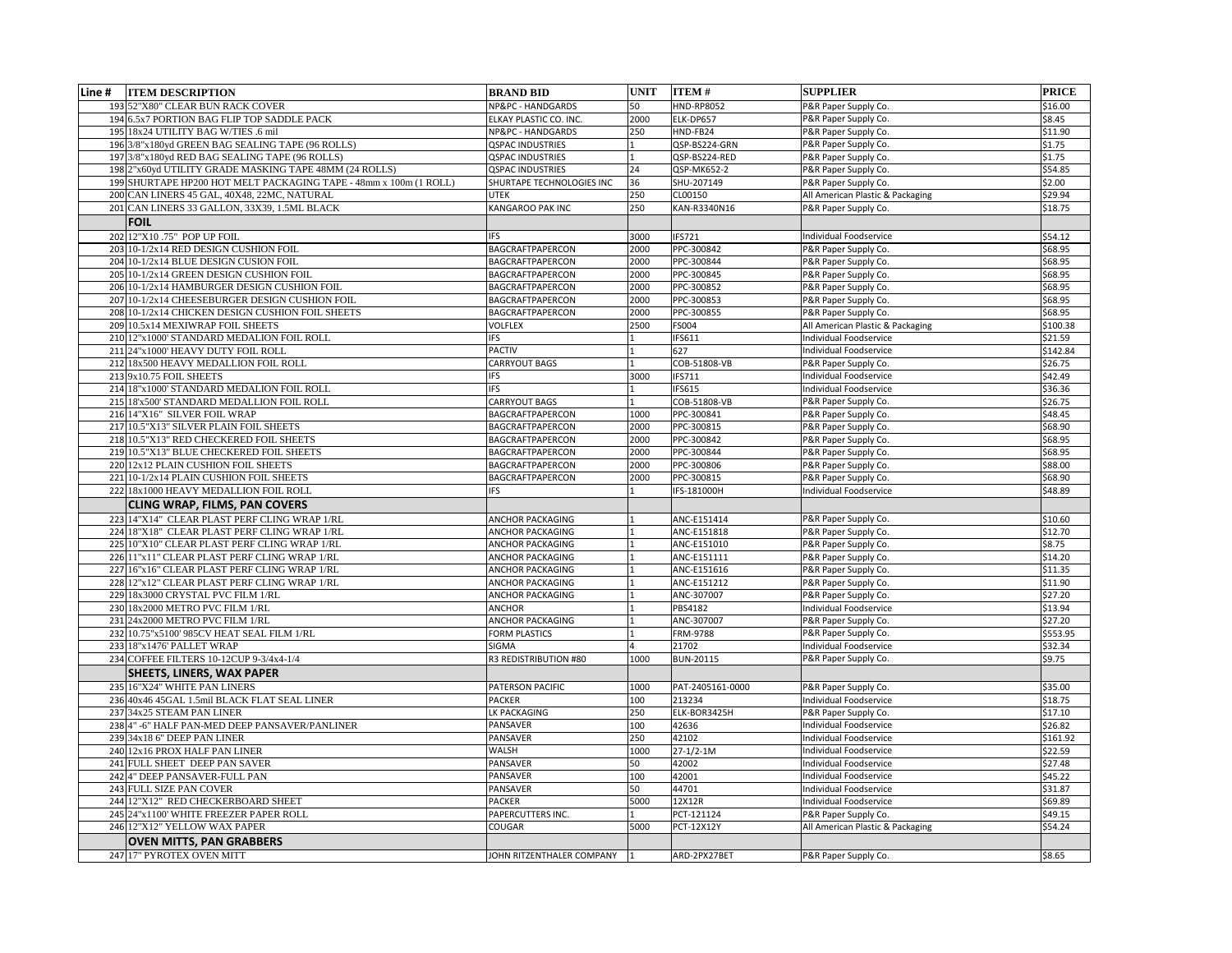| Line # | ITEM DESCRIPTION | BRAND BID | UNIT | ITEM # | SUPPLIER | PRICE |
|---|---|---|---|---|---|---|
| 193 | 52"X80" CLEAR BUN RACK COVER | NP&PC - HANDGARDS | 50 | HND-RP8052 | P&R Paper Supply Co. | $16.00 |
| 194 | 6.5x7 PORTION BAG FLIP TOP SADDLE PACK | ELKAY PLASTIC CO. INC. | 2000 | ELK-DP657 | P&R Paper Supply Co. | $8.45 |
| 195 | 18x24 UTILITY BAG W/TIES .6 mil | NP&PC - HANDGARDS | 250 | HND-FB24 | P&R Paper Supply Co. | $11.90 |
| 196 | 3/8"x180yd GREEN BAG SEALING TAPE (96 ROLLS) | QSPAC INDUSTRIES | 1 | QSP-BS224-GRN | P&R Paper Supply Co. | $1.75 |
| 197 | 3/8"x180yd RED BAG SEALING TAPE (96 ROLLS) | QSPAC INDUSTRIES | 1 | QSP-BS224-RED | P&R Paper Supply Co. | $1.75 |
| 198 | 2"x60yd UTILITY GRADE MASKING TAPE 48MM (24 ROLLS) | QSPAC INDUSTRIES | 24 | QSP-MK652-2 | P&R Paper Supply Co. | $54.85 |
| 199 | SHURTAPE HP200 HOT MELT PACKAGING TAPE - 48mm x 100m (1 ROLL) | SHURTAPE TECHNOLOGIES INC | 36 | SHU-207149 | P&R Paper Supply Co. | $2.00 |
| 200 | CAN LINERS 45 GAL, 40X48, 22MC, NATURAL | UTEK | 250 | CL00150 | All American Plastic & Packaging | $29.94 |
| 201 | CAN LINERS 33 GALLON, 33X39, 1.5ML BLACK | KANGAROO PAK INC | 250 | KAN-R3340N16 | P&R Paper Supply Co. | $18.75 |
| | **FOIL** | | | | | |
| 202 | 12"X10 .75" POP UP FOIL | IFS | 3000 | IFS721 | Individual Foodservice | $54.12 |
| 203 | 10-1/2x14 RED DESIGN CUSHION FOIL | BAGCRAFTPAPERCON | 2000 | PPC-300842 | P&R Paper Supply Co. | $68.95 |
| 204 | 10-1/2x14 BLUE DESIGN CUSION FOIL | BAGCRAFTPAPERCON | 2000 | PPC-300844 | P&R Paper Supply Co. | $68.95 |
| 205 | 10-1/2x14 GREEN DESIGN CUSHION FOIL | BAGCRAFTPAPERCON | 2000 | PPC-300845 | P&R Paper Supply Co. | $68.95 |
| 206 | 10-1/2x14 HAMBURGER DESIGN CUSHION FOIL | BAGCRAFTPAPERCON | 2000 | PPC-300852 | P&R Paper Supply Co. | $68.95 |
| 207 | 10-1/2x14 CHEESEBURGER DESIGN CUSHION FOIL | BAGCRAFTPAPERCON | 2000 | PPC-300853 | P&R Paper Supply Co. | $68.95 |
| 208 | 10-1/2x14 CHICKEN DESIGN CUSHION FOIL SHEETS | BAGCRAFTPAPERCON | 2000 | PPC-300855 | P&R Paper Supply Co. | $68.95 |
| 209 | 10.5x14 MEXIWRAP FOIL SHEETS | VOLFLEX | 2500 | FS004 | All American Plastic & Packaging | $100.38 |
| 210 | 12"x1000' STANDARD MEDALION FOIL ROLL | IFS | 1 | IFS611 | Individual Foodservice | $21.59 |
| 211 | 24"x1000' HEAVY DUTY FOIL ROLL | PACTIV | 1 | 627 | Individual Foodservice | $142.84 |
| 212 | 18x500 HEAVY MEDALLION FOIL ROLL | CARRYOUT BAGS | 1 | COB-51808-VB | P&R Paper Supply Co. | $26.75 |
| 213 | 9x10.75 FOIL SHEETS | IFS | 3000 | IFS711 | Individual Foodservice | $42.49 |
| 214 | 18"x1000' STANDARD MEDALION FOIL ROLL | IFS | 1 | IFS615 | Individual Foodservice | $36.36 |
| 215 | 18'x500' STANDARD MEDALION FOIL ROLL | CARRYOUT BAGS | 1 | COB-51808-VB | P&R Paper Supply Co. | $26.75 |
| 216 | 14"X16" SILVER FOIL WRAP | BAGCRAFTPAPERCON | 1000 | PPC-300841 | P&R Paper Supply Co. | $48.45 |
| 217 | 10.5"X13" SILVER PLAIN FOIL SHEETS | BAGCRAFTPAPERCON | 2000 | PPC-300815 | P&R Paper Supply Co. | $68.90 |
| 218 | 10.5"X13" RED CHECKERED FOIL SHEETS | BAGCRAFTPAPERCON | 2000 | PPC-300842 | P&R Paper Supply Co. | $68.95 |
| 219 | 10.5"X13" BLUE CHECKERED FOIL SHEETS | BAGCRAFTPAPERCON | 2000 | PPC-300844 | P&R Paper Supply Co. | $68.95 |
| 220 | 12x12 PLAIN CUSHION FOIL SHEETS | BAGCRAFTPAPERCON | 2000 | PPC-300806 | P&R Paper Supply Co. | $88.00 |
| 221 | 10-1/2x14 PLAIN CUSHION FOIL SHEETS | BAGCRAFTPAPERCON | 2000 | PPC-300815 | P&R Paper Supply Co. | $68.90 |
| 222 | 18x1000 HEAVY MEDALLION FOIL ROLL | IFS | 1 | IFS-181000H | Individual Foodservice | $48.89 |
| | **CLING WRAP, FILMS, PAN COVERS** | | | | | |
| 223 | 14"X14" CLEAR PLAST PERF CLING WRAP 1/RL | ANCHOR PACKAGING | 1 | ANC-E151414 | P&R Paper Supply Co. | $10.60 |
| 224 | 18"X18" CLEAR PLAST PERF CLING WRAP 1/RL | ANCHOR PACKAGING | 1 | ANC-E151818 | P&R Paper Supply Co. | $12.70 |
| 225 | 10"X10" CLEAR PLAST PERF CLING WRAP 1/RL | ANCHOR PACKAGING | 1 | ANC-E151010 | P&R Paper Supply Co. | $8.75 |
| 226 | 11"x11" CLEAR PLAST PERF CLING WRAP 1/RL | ANCHOR PACKAGING | 1 | ANC-E151111 | P&R Paper Supply Co. | $14.20 |
| 227 | 16"x16" CLEAR PLAST PERF CLING WRAP 1/RL | ANCHOR PACKAGING | 1 | ANC-E151616 | P&R Paper Supply Co. | $11.35 |
| 228 | 12"x12" CLEAR PLAST PERF CLING WRAP 1/RL | ANCHOR PACKAGING | 1 | ANC-E151212 | P&R Paper Supply Co. | $11.90 |
| 229 | 18x3000 CRYSTAL PVC FILM 1/RL | ANCHOR PACKAGING | 1 | ANC-307007 | P&R Paper Supply Co. | $27.20 |
| 230 | 18x2000 METRO PVC FILM 1/RL | ANCHOR | 1 | PBS4182 | Individual Foodservice | $13.94 |
| 231 | 24x2000 METRO PVC FILM 1/RL | ANCHOR PACKAGING | 1 | ANC-307007 | P&R Paper Supply Co. | $27.20 |
| 232 | 10.75"x5100' 985CV HEAT SEAL FILM 1/RL | FORM PLASTICS | 1 | FRM-9788 | P&R Paper Supply Co. | $553.95 |
| 233 | 18"x1476' PALLET WRAP | SIGMA | 4 | 21702 | Individual Foodservice | $32.34 |
| 234 | COFFEE FILTERS 10-12CUP 9-3/4x4-1/4 | R3 REDISTRIBUTION #80 | 1000 | BUN-20115 | P&R Paper Supply Co. | $9.75 |
| | **SHEETS, LINERS, WAX PAPER** | | | | | |
| 235 | 16"X24" WHITE PAN LINERS | PATERSON PACIFIC | 1000 | PAT-2405161-0000 | P&R Paper Supply Co. | $35.00 |
| 236 | 40x46 45GAL 1.5mil BLACK FLAT SEAL LINER | PACKER | 100 | 213234 | Individual Foodservice | $18.75 |
| 237 | 34x25 STEAM PAN LINER | LK PACKAGING | 250 | ELK-BOR3425H | P&R Paper Supply Co. | $17.10 |
| 238 | 4" -6" HALF PAN-MED DEEP PANSAVER/PANLINER | PANSAVER | 100 | 42636 | Individual Foodservice | $26.82 |
| 239 | 34x18 6" DEEP PAN LINER | PANSAVER | 250 | 42102 | Individual Foodservice | $161.92 |
| 240 | 12x16 PROX HALF PAN LINER | WALSH | 1000 | 27-1/2-1M | Individual Foodservice | $22.59 |
| 241 | FULL SHEET DEEP PAN SAVER | PANSAVER | 50 | 42002 | Individual Foodservice | $27.48 |
| 242 | 4" DEEP PANSAVER-FULL PAN | PANSAVER | 100 | 42001 | Individual Foodservice | $45.22 |
| 243 | FULL SIZE PAN COVER | PANSAVER | 50 | 44701 | Individual Foodservice | $31.87 |
| 244 | 12"X12" RED CHECKERBOARD SHEET | PACKER | 5000 | 12X12R | Individual Foodservice | $69.89 |
| 245 | 24"x1100' WHITE FREEZER PAPER ROLL | PAPERCUTTERS INC. | 1 | PCT-121124 | P&R Paper Supply Co. | $49.15 |
| 246 | 12"X12" YELLOW WAX PAPER | COUGAR | 5000 | PCT-12X12Y | All American Plastic & Packaging | $54.24 |
| | **OVEN MITTS, PAN GRABBERS** | | | | | |
| 247 | 17" PYROTEX OVEN MITT | JOHN RITZENTHALER COMPANY | 1 | ARD-2PX27BET | P&R Paper Supply Co. | $8.65 |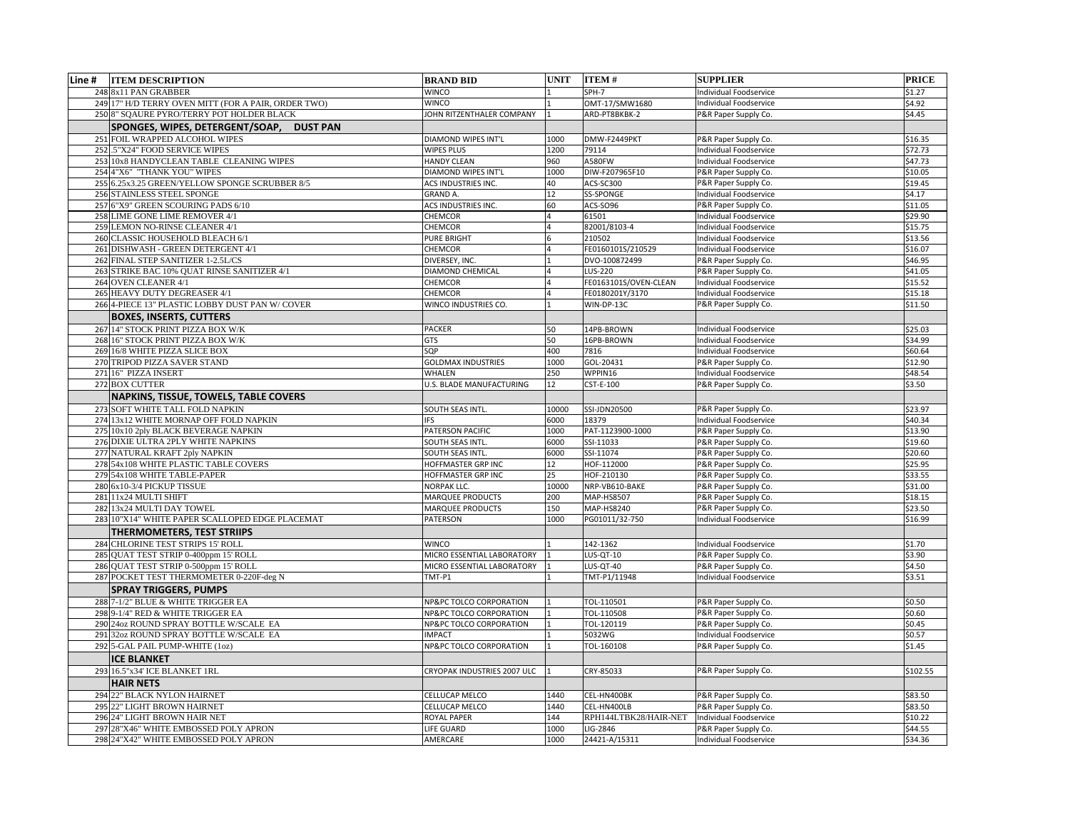| Line # | ITEM DESCRIPTION | BRAND BID | UNIT | ITEM # | SUPPLIER | PRICE |
|---|---|---|---|---|---|---|
| 248 | 8x11 PAN GRABBER | WINCO | 1 | SPH-7 | Individual Foodservice | $1.27 |
| 249 | 17" H/D TERRY OVEN MITT (FOR A PAIR, ORDER TWO) | WINCO | 1 | OMT-17/SMW1680 | Individual Foodservice | $4.92 |
| 250 | 8" SQAURE PYRO/TERRY POT HOLDER BLACK | JOHN RITZENTHALER COMPANY | 1 | ARD-PT8BKBK-2 | P&R Paper Supply Co. | $4.45 |
| | **SPONGES, WIPES, DETERGENT/SOAP, DUST PAN** | | | | | |
| 251 | FOIL WRAPPED ALCOHOL WIPES | DIAMOND WIPES INT'L | 1000 | DMW-F2449PKT | P&R Paper Supply Co. | $16.35 |
| 252 | .5"X24" FOOD SERVICE WIPES | WIPES PLUS | 1200 | 79114 | Individual Foodservice | $72.73 |
| 253 | 10x8 HANDYCLEAN TABLE CLEANING WIPES | HANDY CLEAN | 960 | A580FW | Individual Foodservice | $47.73 |
| 254 | 4"X6" "THANK YOU" WIPES | DIAMOND WIPES INT'L | 1000 | DIW-F207965F10 | P&R Paper Supply Co. | $10.05 |
| 255 | 6.25x3.25 GREEN/YELLOW SPONGE SCRUBBER 8/5 | ACS INDUSTRIES INC. | 40 | ACS-SC300 | P&R Paper Supply Co. | $19.45 |
| 256 | STAINLESS STEEL SPONGE | GRAND A. | 12 | SS-SPONGE | Individual Foodservice | $4.17 |
| 257 | 6"X9" GREEN SCOURING PADS 6/10 | ACS INDUSTRIES INC. | 60 | ACS-SO96 | P&R Paper Supply Co. | $11.05 |
| 258 | LIME GONE LIME REMOVER 4/1 | CHEMCOR | 4 | 61501 | Individual Foodservice | $29.90 |
| 259 | LEMON NO-RINSE CLEANER 4/1 | CHEMCOR | 4 | 82001/8103-4 | Individual Foodservice | $15.75 |
| 260 | CLASSIC HOUSEHOLD BLEACH 6/1 | PURE BRIGHT | 6 | 210502 | Individual Foodservice | $13.56 |
| 261 | DISHWASH - GREEN DETERGENT 4/1 | CHEMCOR | 4 | FE0160101S/210529 | Individual Foodservice | $16.07 |
| 262 | FINAL STEP SANITIZER 1-2.5L/CS | DIVERSEY, INC. | 1 | DVO-100872499 | P&R Paper Supply Co. | $46.95 |
| 263 | STRIKE BAC 10% QUAT RINSE SANITIZER 4/1 | DIAMOND CHEMICAL | 4 | LUS-220 | P&R Paper Supply Co. | $41.05 |
| 264 | OVEN CLEANER 4/1 | CHEMCOR | 4 | FE0163101S/OVEN-CLEAN | Individual Foodservice | $15.52 |
| 265 | HEAVY DUTY DEGREASER 4/1 | CHEMCOR | 4 | FE0180201Y/3170 | Individual Foodservice | $15.18 |
| 266 | 4-PIECE 13" PLASTIC LOBBY DUST PAN W/ COVER | WINCO INDUSTRIES CO. | 1 | WIN-DP-13C | P&R Paper Supply Co. | $11.50 |
| | **BOXES, INSERTS, CUTTERS** | | | | | |
| 267 | 14" STOCK PRINT PIZZA BOX W/K | PACKER | 50 | 14PB-BROWN | Individual Foodservice | $25.03 |
| 268 | 16" STOCK PRINT PIZZA BOX W/K | GTS | 50 | 16PB-BROWN | Individual Foodservice | $34.99 |
| 269 | 16/8 WHITE PIZZA SLICE BOX | SQP | 400 | 7816 | Individual Foodservice | $60.64 |
| 270 | TRIPOD PIZZA SAVER STAND | GOLDMAX INDUSTRIES | 1000 | GOL-20431 | P&R Paper Supply Co. | $12.90 |
| 271 | 16" PIZZA INSERT | WHALEN | 250 | WPPIN16 | Individual Foodservice | $48.54 |
| 272 | BOX CUTTER | U.S. BLADE MANUFACTURING | 12 | CST-E-100 | P&R Paper Supply Co. | $3.50 |
| | **NAPKINS, TISSUE, TOWELS, TABLE COVERS** | | | | | |
| 273 | SOFT WHITE TALL FOLD NAPKIN | SOUTH SEAS INTL. | 10000 | SSI-JDN20500 | P&R Paper Supply Co. | $23.97 |
| 274 | 13x12 WHITE MORNAP OFF FOLD NAPKIN | IFS | 6000 | 18379 | Individual Foodservice | $40.34 |
| 275 | 10x10 2ply BLACK BEVERAGE NAPKIN | PATERSON PACIFIC | 1000 | PAT-1123900-1000 | P&R Paper Supply Co. | $13.90 |
| 276 | DIXIE ULTRA 2PLY WHITE NAPKINS | SOUTH SEAS INTL. | 6000 | SSI-11033 | P&R Paper Supply Co. | $19.60 |
| 277 | NATURAL KRAFT 2ply NAPKIN | SOUTH SEAS INTL. | 6000 | SSI-11074 | P&R Paper Supply Co. | $20.60 |
| 278 | 54x108 WHITE PLASTIC TABLE COVERS | HOFFMASTER GRP INC | 12 | HOF-112000 | P&R Paper Supply Co. | $25.95 |
| 279 | 54x108 WHITE TABLE-PAPER | HOFFMASTER GRP INC | 25 | HOF-210130 | P&R Paper Supply Co. | $33.55 |
| 280 | 6x10-3/4 PICKUP TISSUE | NORPAK LLC. | 10000 | NRP-VB610-BAKE | P&R Paper Supply Co. | $31.00 |
| 281 | 11x24 MULTI SHIFT | MARQUEE PRODUCTS | 200 | MAP-HS8507 | P&R Paper Supply Co. | $18.15 |
| 282 | 13x24 MULTI DAY TOWEL | MARQUEE PRODUCTS | 150 | MAP-HS8240 | P&R Paper Supply Co. | $23.50 |
| 283 | 10"X14" WHITE PAPER SCALLOPED EDGE PLACEMAT | PATERSON | 1000 | PG01011/32-750 | Individual Foodservice | $16.99 |
| | **THERMOMETERS, TEST STRIIPS** | | | | | |
| 284 | CHLORINE TEST STRIPS 15' ROLL | WINCO | 1 | 142-1362 | Individual Foodservice | $1.70 |
| 285 | QUAT TEST STRIP 0-400ppm 15' ROLL | MICRO ESSENTIAL LABORATORY | 1 | LUS-QT-10 | P&R Paper Supply Co. | $3.90 |
| 286 | QUAT TEST STRIP 0-500ppm 15' ROLL | MICRO ESSENTIAL LABORATORY | 1 | LUS-QT-40 | P&R Paper Supply Co. | $4.50 |
| 287 | POCKET TEST THERMOMETER 0-220F-deg N | TMT-P1 | 1 | TMT-P1/11948 | Individual Foodservice | $3.51 |
| | **SPRAY TRIGGERS, PUMPS** | | | | | |
| 288 | 7-1/2" BLUE & WHITE TRIGGER EA | NP&PC TOLCO CORPORATION | 1 | TOL-110501 | P&R Paper Supply Co. | $0.50 |
| 289 | 9-1/4" RED & WHITE TRIGGER EA | NP&PC TOLCO CORPORATION | 1 | TOL-110508 | P&R Paper Supply Co. | $0.60 |
| 290 | 24oz ROUND SPRAY BOTTLE W/SCALE EA | NP&PC TOLCO CORPORATION | 1 | TOL-120119 | P&R Paper Supply Co. | $0.45 |
| 291 | 32oz ROUND SPRAY BOTTLE W/SCALE EA | IMPACT | 1 | 5032WG | Individual Foodservice | $0.57 |
| 292 | 5-GAL PAIL PUMP-WHITE (1oz) | NP&PC TOLCO CORPORATION | 1 | TOL-160108 | P&R Paper Supply Co. | $1.45 |
| | **ICE BLANKET** | | | | | |
| 293 | 16.5"x34' ICE BLANKET 1RL | CRYOPAK INDUSTRIES 2007 ULC | 1 | CRY-85033 | P&R Paper Supply Co. | $102.55 |
| | **HAIR NETS** | | | | | |
| 294 | 22" BLACK NYLON HAIRNET | CELLUCAP MELCO | 1440 | CEL-HN400BK | P&R Paper Supply Co. | $83.50 |
| 295 | 22" LIGHT BROWN HAIRNET | CELLUCAP MELCO | 1440 | CEL-HN400LB | P&R Paper Supply Co. | $83.50 |
| 296 | 24" LIGHT BROWN HAIR NET | ROYAL PAPER | 144 | RPH144LTBK28/HAIR-NET | Individual Foodservice | $10.22 |
| 297 | 28"X46" WHITE EMBOSSED POLY APRON | LIFE GUARD | 1000 | LIG-2846 | P&R Paper Supply Co. | $44.55 |
| 298 | 24"X42" WHITE EMBOSSED POLY APRON | AMERCARE | 1000 | 24421-A/15311 | Individual Foodservice | $34.36 |